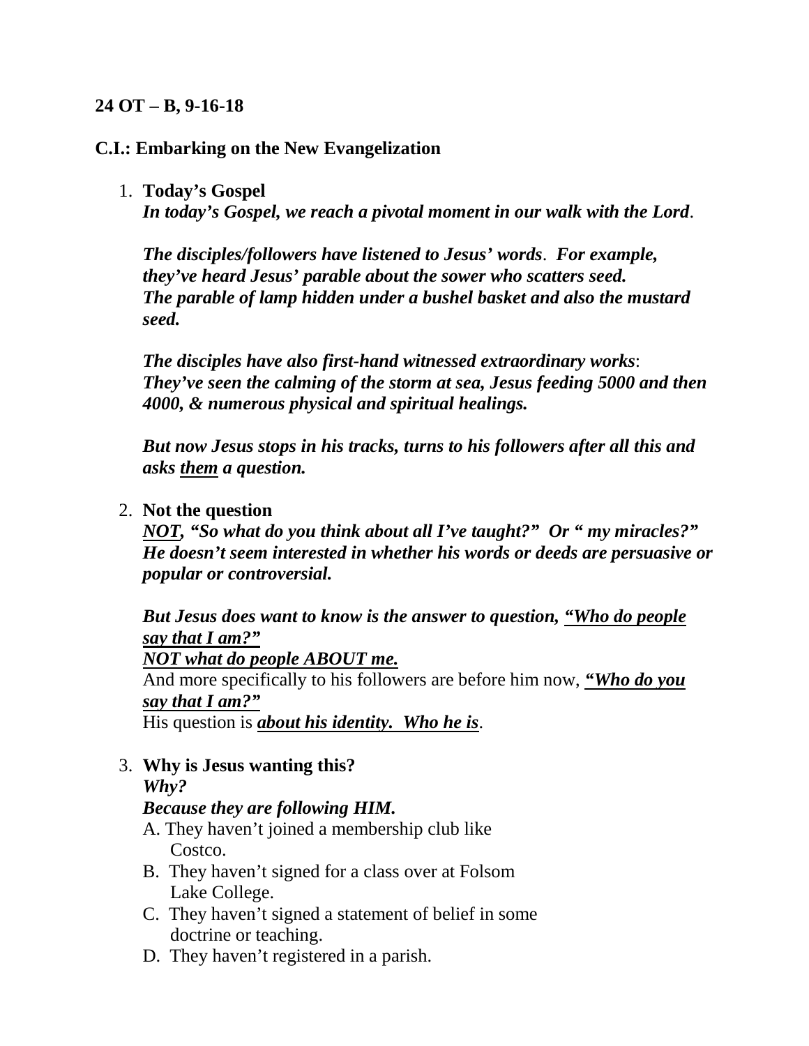**24 OT – B, 9-16-18**

**C.I.: Embarking on the New Evangelization**

1. **Today's Gospel**
   ***In today's Gospel, we reach a pivotal moment in our walk with the Lord***.

   ***The disciples/followers have listened to Jesus' words***. ***For example, they've heard Jesus' parable about the sower who scatters seed. The parable of lamp hidden under a bushel basket and also the mustard seed.***

   ***The disciples have also first-hand witnessed extraordinary works***: ***They've seen the calming of the storm at sea, Jesus feeding 5000 and then 4000, & numerous physical and spiritual healings.***

   ***But now Jesus stops in his tracks, turns to his followers after all this and asks <u>them</u> a question.***

2. **Not the question**
   ***<u>NOT</u>, "So what do you think about all I've taught?" Or " my miracles?" He doesn't seem interested in whether his words or deeds are persuasive or popular or controversial.***

   ***But Jesus does want to know is the answer to question, <u>"Who do people say that I am?"</u>***
   ***<u>NOT what do people ABOUT me.</u>***
   And more specifically to his followers are before him now, ***<u>"Who do you say that I am?"</u>***
   His question is ***<u>about his identity. Who he is</u>***.

3. **Why is Jesus wanting this?**
   ***Why?***
   ***Because they are following HIM.***
   A. They haven't joined a membership club like Costco.
   B. They haven't signed for a class over at Folsom Lake College.
   C. They haven't signed a statement of belief in some doctrine or teaching.
   D. They haven't registered in a parish.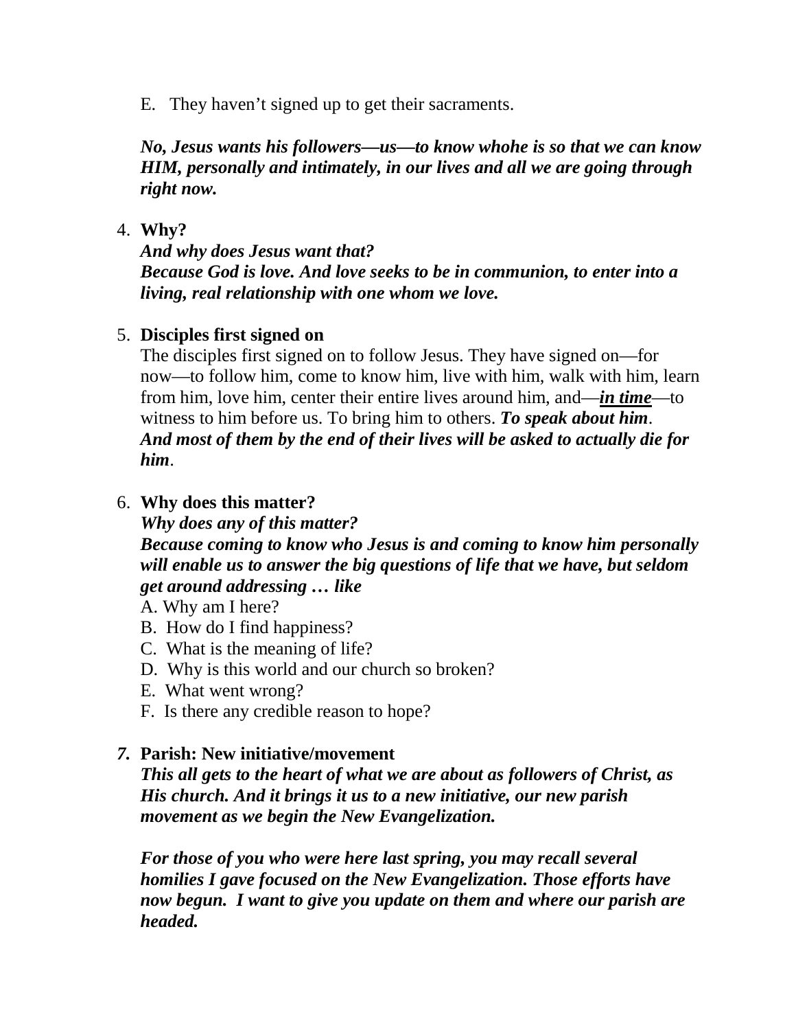E. They haven't signed up to get their sacraments.

***No, Jesus wants his followers—us—to know whohe is so that we can know HIM, personally and intimately, in our lives and all we are going through right now.***

4. **Why?**

   ***And why does Jesus want that?***
   ***Because God is love. And love seeks to be in communion, to enter into a living, real relationship with one whom we love.***

5. **Disciples first signed on**

   The disciples first signed on to follow Jesus. They have signed on—for now—to follow him, come to know him, live with him, walk with him, learn from him, love him, center their entire lives around him, and—***<u>in time</u>***—to witness to him before us. To bring him to others. ***To speak about him***.
   ***And most of them by the end of their lives will be asked to actually die for him***.

6. **Why does this matter?**

   ***Why does any of this matter?***
   ***Because coming to know who Jesus is and coming to know him personally will enable us to answer the big questions of life that we have, but seldom get around addressing … like***

   A. Why am I here?
   B. How do I find happiness?
   C. What is the meaning of life?
   D. Why is this world and our church so broken?
   E. What went wrong?
   F. Is there any credible reason to hope?

7. **Parish: New initiative/movement**

   ***This all gets to the heart of what we are about as followers of Christ, as His church. And it brings it us to a new initiative, our new parish movement as we begin the New Evangelization.***

   ***For those of you who were here last spring, you may recall several homilies I gave focused on the New Evangelization. Those efforts have now begun. I want to give you update on them and where our parish are headed.***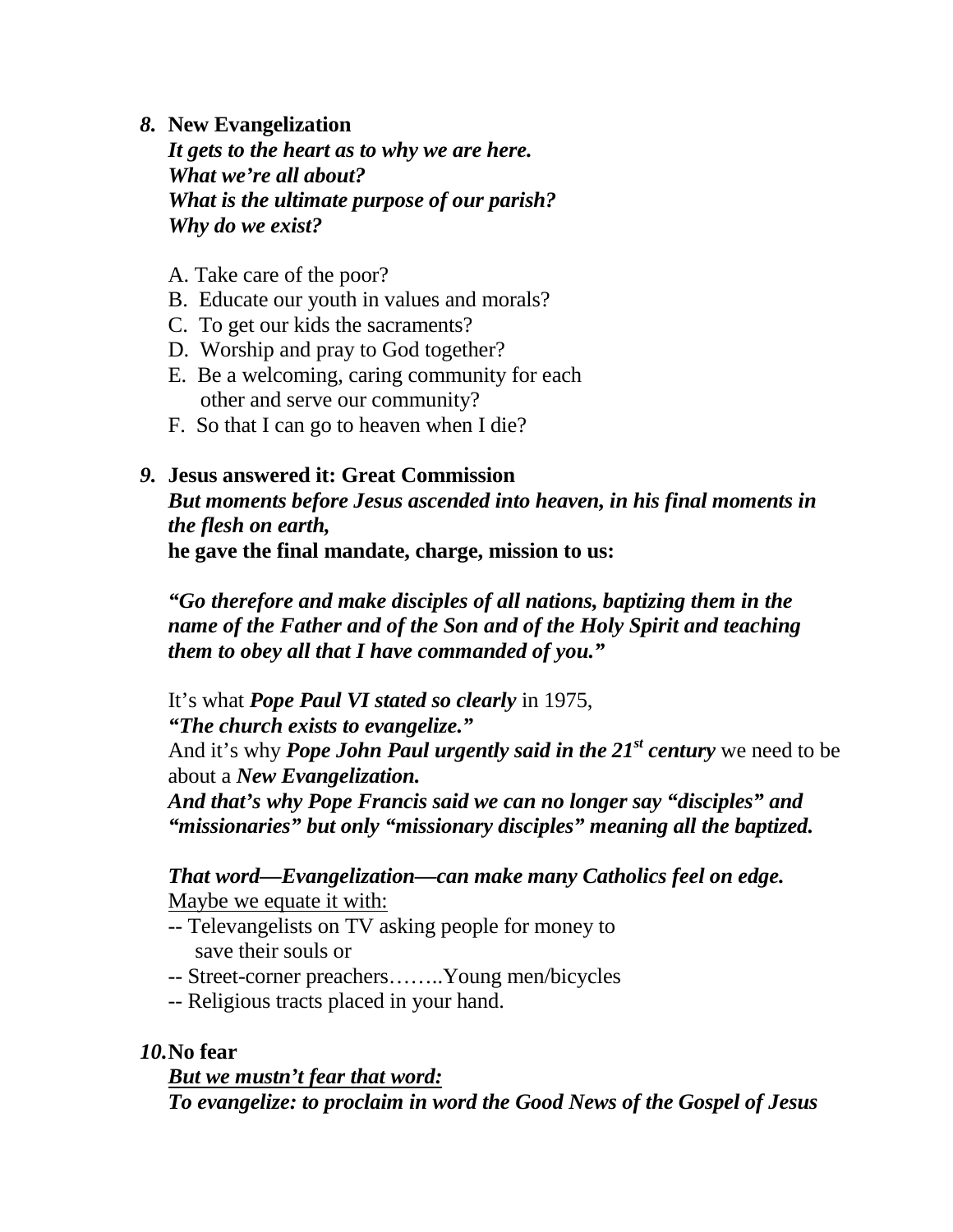***8.*** **New Evangelization**
***It gets to the heart as to why we are here.***
***What we're all about?***
***What is the ultimate purpose of our parish?***
***Why do we exist?***

A. Take care of the poor?
B. Educate our youth in values and morals?
C. To get our kids the sacraments?
D. Worship and pray to God together?
E. Be a welcoming, caring community for each other and serve our community?
F. So that I can go to heaven when I die?

***9.*** **Jesus answered it: Great Commission**
***But moments before Jesus ascended into heaven, in his final moments in the flesh on earth,***
**he gave the final mandate, charge, mission to us:**

***"Go therefore and make disciples of all nations, baptizing them in the name of the Father and of the Son and of the Holy Spirit and teaching them to obey all that I have commanded of you."***

It's what ***Pope Paul VI stated so clearly*** in 1975,
***"The church exists to evangelize."***
And it's why ***Pope John Paul urgently said in the 21st century*** we need to be about a ***New Evangelization.***
***And that's why Pope Francis said we can no longer say "disciples" and "missionaries" but only "missionary disciples" meaning all the baptized.***

***That word—Evangelization—can make many Catholics feel on edge.***
<u>Maybe we equate it with:</u>
-- Televangelists on TV asking people for money to save their souls or
-- Street-corner preachers……..Young men/bicycles
-- Religious tracts placed in your hand.

***10.*** **No fear**
***<u>But we mustn't fear that word:</u>***
***To evangelize: to proclaim in word the Good News of the Gospel of Jesus***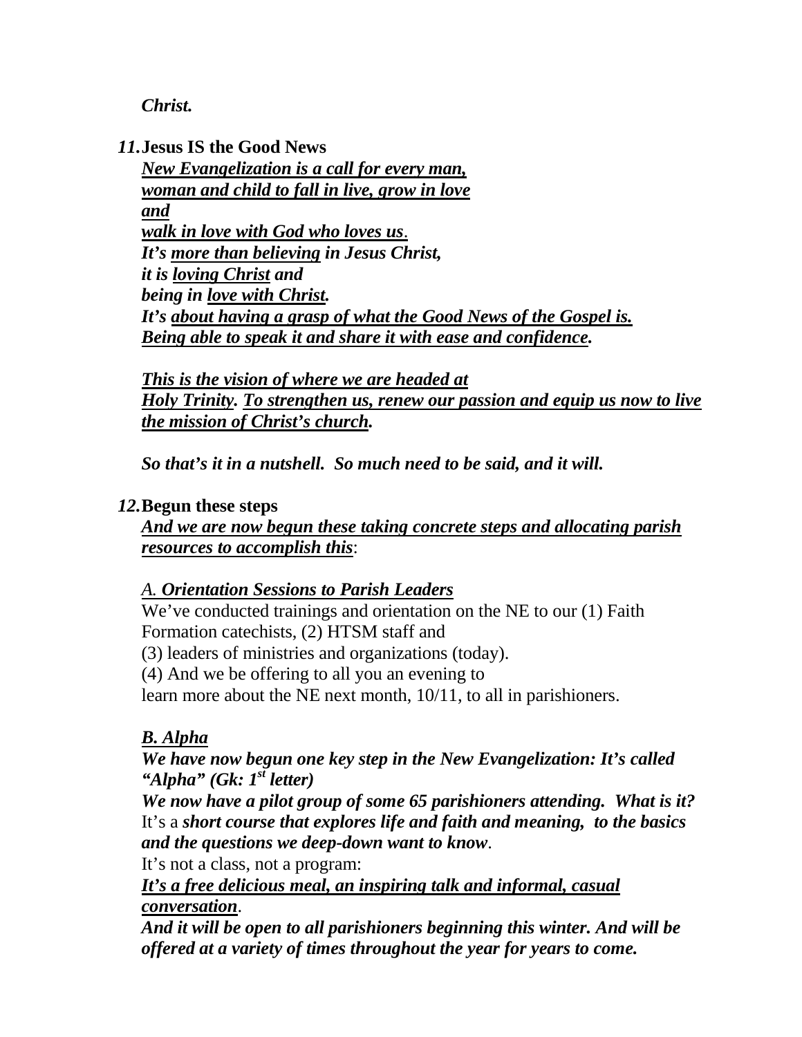***Christ.***

*11.* **Jesus IS the Good News**

***New Evangelization is a call for every man,***
***woman and child to fall in live, grow in love***
***and***
***walk in love with God who loves us***.
***It's more than believing in Jesus Christ,***
***it is loving Christ and***
***being in love with Christ.***
***It's about having a grasp of what the Good News of the Gospel is.***
***Being able to speak it and share it with ease and confidence.***

***This is the vision of where we are headed at***
***Holy Trinity. To strengthen us, renew our passion and equip us now to live the mission of Christ's church.***

***So that's it in a nutshell. So much need to be said, and it will.***

*12.* **Begun these steps**

***And we are now begun these taking concrete steps and allocating parish resources to accomplish this***:

*A.* ***Orientation Sessions to Parish Leaders***

We've conducted trainings and orientation on the NE to our (1) Faith Formation catechists, (2) HTSM staff and
(3) leaders of ministries and organizations (today).
(4) And we be offering to all you an evening to
learn more about the NE next month, 10/11, to all in parishioners.

***B. Alpha***

***We have now begun one key step in the New Evangelization: It's called "Alpha" (Gk: 1st letter)***
***We now have a pilot group of some 65 parishioners attending. What is it?***
It's a ***short course that explores life and faith and meaning, to the basics and the questions we deep-down want to know***.
It's not a class, not a program:
***It's a free delicious meal, an inspiring talk and informal, casual conversation***.
***And it will be open to all parishioners beginning this winter. And will be offered at a variety of times throughout the year for years to come.***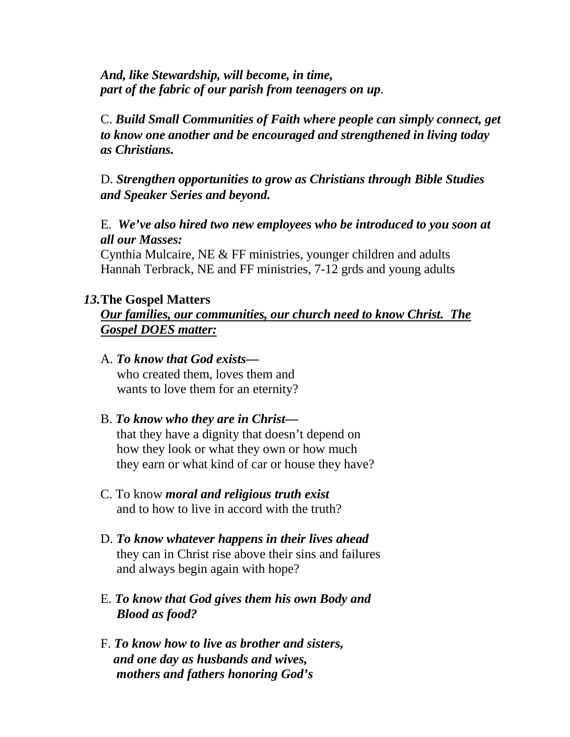*And, like Stewardship, will become, in time,*
*part of the fabric of our parish from teenagers on up*.

C. ***Build Small Communities of Faith where people can simply connect, get to know one another and be encouraged and strengthened in living today as Christians.***

D. ***Strengthen opportunities to grow as Christians through Bible Studies and Speaker Series and beyond.***

E. ***We've also hired two new employees who be introduced to you soon at all our Masses:***
Cynthia Mulcaire, NE & FF ministries, younger children and adults
Hannah Terbrack, NE and FF ministries, 7-12 grds and young adults

***13.*****The Gospel Matters**
***<u>Our families, our communities, our church need to know Christ. The Gospel DOES matter:</u>***

A. ***To know that God exists—***
who created them, loves them and
wants to love them for an eternity?

B. ***To know who they are in Christ—***
that they have a dignity that doesn't depend on
how they look or what they own or how much
they earn or what kind of car or house they have?

C. To know ***moral and religious truth exist***
and to how to live in accord with the truth?

D. ***To know whatever happens in their lives ahead***
they can in Christ rise above their sins and failures
and always begin again with hope?

E. ***To know that God gives them his own Body and Blood as food?***

F. ***To know how to live as brother and sisters, and one day as husbands and wives, mothers and fathers honoring God's***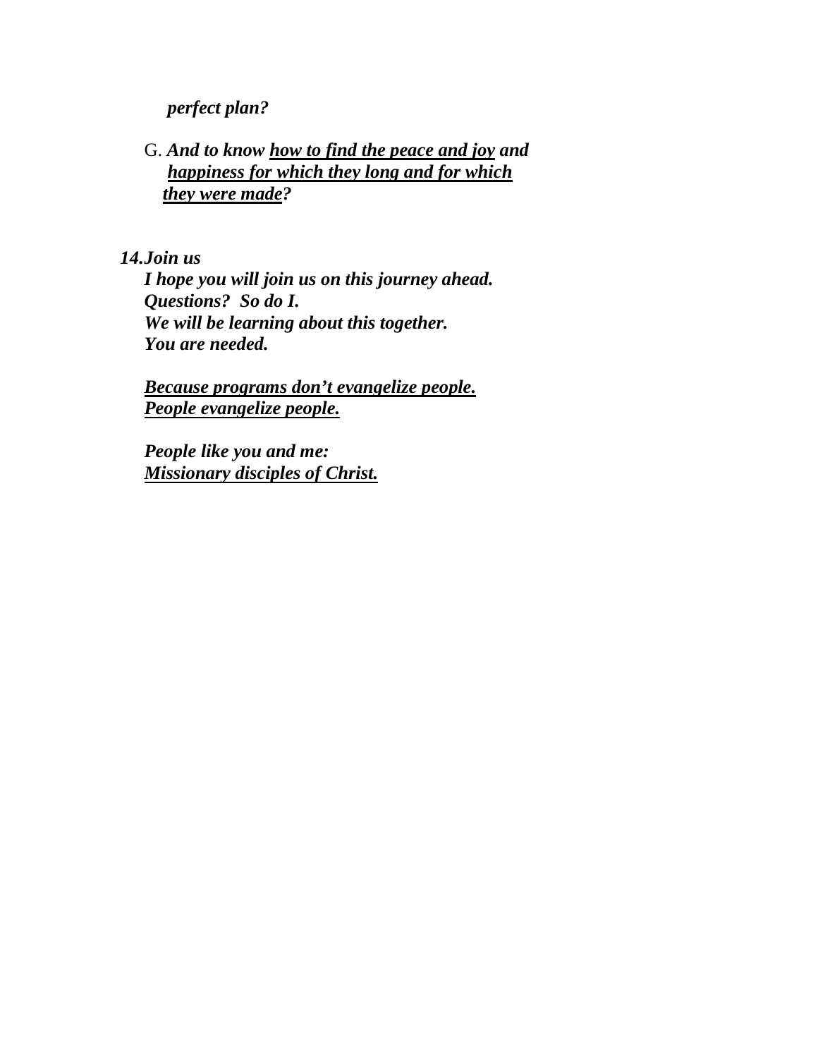***perfect plan?***

G. ***And to know <u>how to find the peace and joy</u> and <u>happiness for which they long and for which they were made</u>?***

14. ***Join us***

***I hope you will join us on this journey ahead.***
***Questions? So do I.***
***We will be learning about this together.***
***You are needed.***

***<u>Because programs don't evangelize people.</u>***
***<u>People evangelize people.</u>***

***People like you and me:***
***<u>Missionary disciples of Christ.</u>***